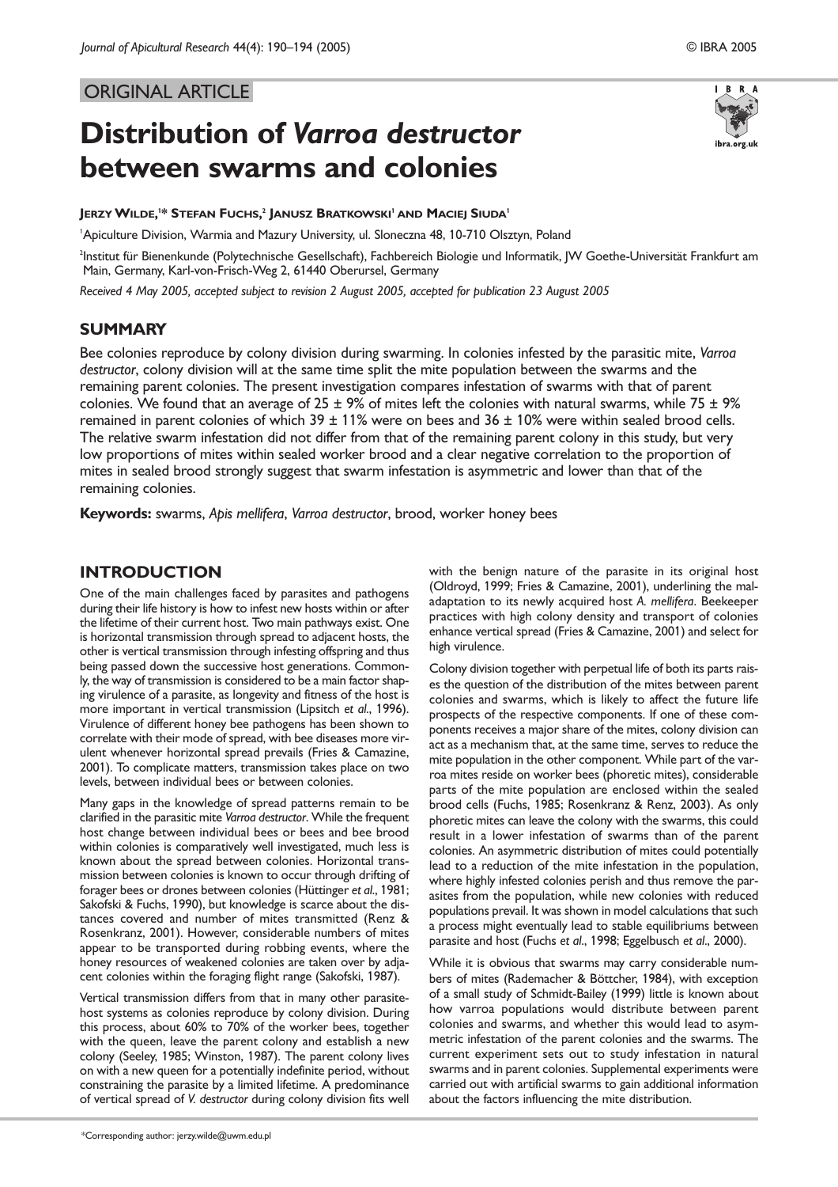ORIGINAL ARTICLE

# Distribution of *Varroa destructor* between swarms and colonies

**Jerzy Wilde,[1]* Stefan Fuchs,[2] Janusz Bratkowski[1] and Maciej Siuda[1]**

[1]Apiculture Division, Warmia and Mazury University, ul. Sloneczna 48, 10-710 Olsztyn, Poland

[2]Institut für Bienenkunde (Polytechnische Gesellschaft), Fachbereich Biologie und Informatik, JW Goethe-Universität Frankfurt am Main, Germany, Karl-von-Frisch-Weg 2, 61440 Oberursel, Germany

*Received 4 May 2005, accepted subject to revision 2 August 2005, accepted for publication 23 August 2005*

## SUMMARY

Bee colonies reproduce by colony division during swarming. In colonies infested by the parasitic mite, *Varroa destructor*, colony division will at the same time split the mite population between the swarms and the remaining parent colonies. The present investigation compares infestation of swarms with that of parent colonies. We found that an average of 25 ± 9% of mites left the colonies with natural swarms, while 75 ± 9% remained in parent colonies of which 39 ± 11% were on bees and 36 ± 10% were within sealed brood cells. The relative swarm infestation did not differ from that of the remaining parent colony in this study, but very low proportions of mites within sealed worker brood and a clear negative correlation to the proportion of mites in sealed brood strongly suggest that swarm infestation is asymmetric and lower than that of the remaining colonies.

**Keywords:** swarms, *Apis mellifera*, *Varroa destructor*, brood, worker honey bees

## INTRODUCTION

One of the main challenges faced by parasites and pathogens during their life history is how to infest new hosts within or after the lifetime of their current host. Two main pathways exist. One is horizontal transmission through spread to adjacent hosts, the other is vertical transmission through infesting offspring and thus being passed down the successive host generations. Commonly, the way of transmission is considered to be a main factor shaping virulence of a parasite, as longevity and fitness of the host is more important in vertical transmission (Lipsitch *et al.*, 1996). Virulence of different honey bee pathogens has been shown to correlate with their mode of spread, with bee diseases more virulent whenever horizontal spread prevails (Fries & Camazine, 2001). To complicate matters, transmission takes place on two levels, between individual bees or between colonies.

Many gaps in the knowledge of spread patterns remain to be clarified in the parasitic mite *Varroa destructor*. While the frequent host change between individual bees or bees and bee brood within colonies is comparatively well investigated, much less is known about the spread between colonies. Horizontal transmission between colonies is known to occur through drifting of forager bees or drones between colonies (Hüttinger *et al.*, 1981; Sakofski & Fuchs, 1990), but knowledge is scarce about the distances covered and number of mites transmitted (Renz & Rosenkranz, 2001). However, considerable numbers of mites appear to be transported during robbing events, where the honey resources of weakened colonies are taken over by adjacent colonies within the foraging flight range (Sakofski, 1987).

Vertical transmission differs from that in many other parasite-host systems as colonies reproduce by colony division. During this process, about 60% to 70% of the worker bees, together with the queen, leave the parent colony and establish a new colony (Seeley, 1985; Winston, 1987). The parent colony lives on with a new queen for a potentially indefinite period, without constraining the parasite by a limited lifetime. A predominance of vertical spread of *V. destructor* during colony division fits well with the benign nature of the parasite in its original host (Oldroyd, 1999; Fries & Camazine, 2001), underlining the maladaptation to its newly acquired host *A. mellifera*. Beekeeper practices with high colony density and transport of colonies enhance vertical spread (Fries & Camazine, 2001) and select for high virulence.

Colony division together with perpetual life of both its parts raises the question of the distribution of the mites between parent colonies and swarms, which is likely to affect the future life prospects of the respective components. If one of these components receives a major share of the mites, colony division can act as a mechanism that, at the same time, serves to reduce the mite population in the other component. While part of the varroa mites reside on worker bees (phoretic mites), considerable parts of the mite population are enclosed within the sealed brood cells (Fuchs, 1985; Rosenkranz & Renz, 2003). As only phoretic mites can leave the colony with the swarms, this could result in a lower infestation of swarms than of the parent colonies. An asymmetric distribution of mites could potentially lead to a reduction of the mite infestation in the population, where highly infested colonies perish and thus remove the parasites from the population, while new colonies with reduced populations prevail. It was shown in model calculations that such a process might eventually lead to stable equilibriums between parasite and host (Fuchs *et al.*, 1998; Eggelbusch *et al.*, 2000).

While it is obvious that swarms may carry considerable numbers of mites (Rademacher & Böttcher, 1984), with exception of a small study of Schmidt-Bailey (1999) little is known about how varroa populations would distribute between parent colonies and swarms, and whether this would lead to asymmetric infestation of the parent colonies and the swarms. The current experiment sets out to study infestation in natural swarms and in parent colonies. Supplemental experiments were carried out with artificial swarms to gain additional information about the factors influencing the mite distribution.

*Corresponding author: jerzy.wilde@uwm.edu.pl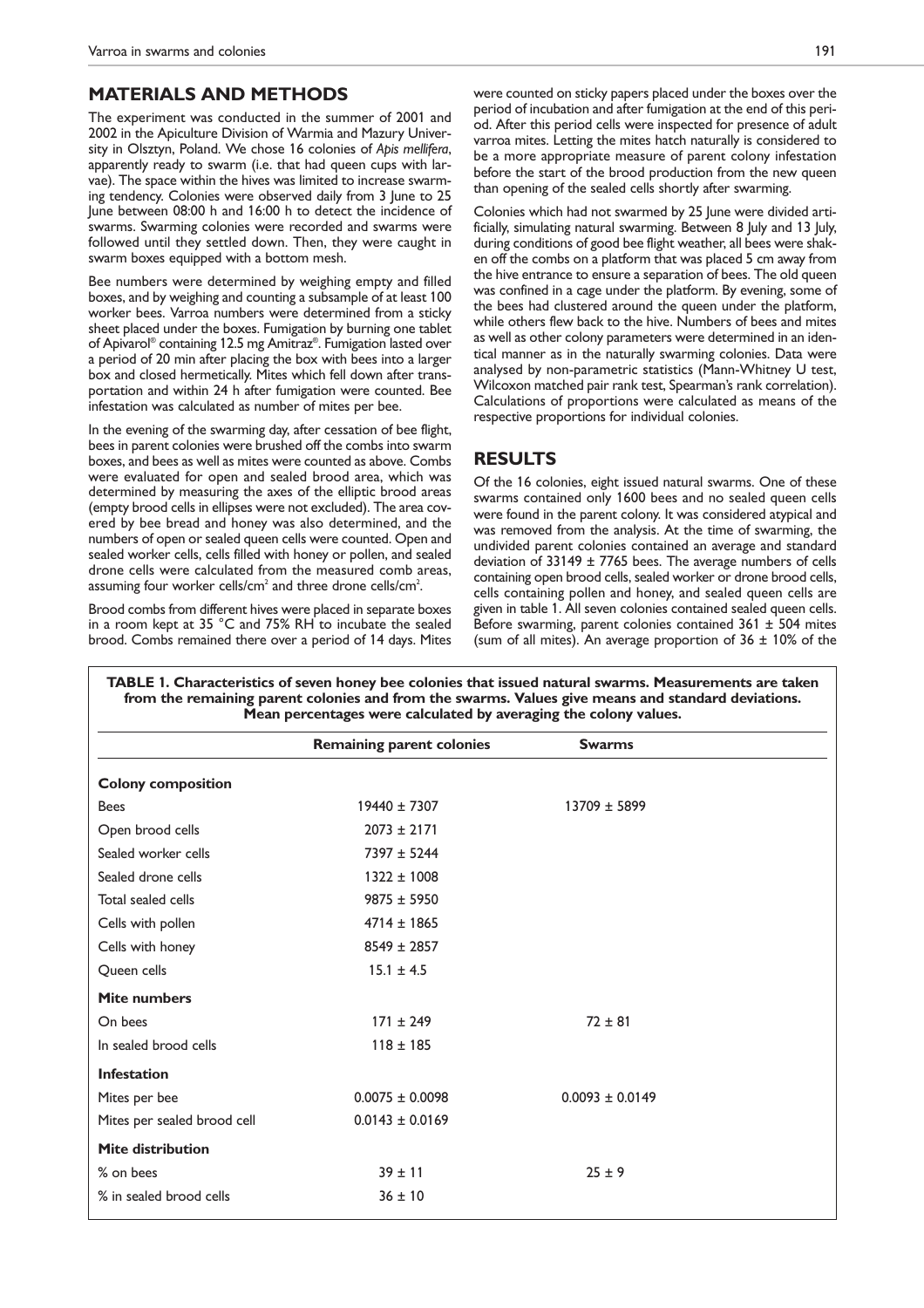## MATERIALS AND METHODS

The experiment was conducted in the summer of 2001 and 2002 in the Apiculture Division of Warmia and Mazury University in Olsztyn, Poland. We chose 16 colonies of *Apis mellifera*, apparently ready to swarm (i.e. that had queen cups with larvae). The space within the hives was limited to increase swarming tendency. Colonies were observed daily from 3 June to 25 June between 08:00 h and 16:00 h to detect the incidence of swarms. Swarming colonies were recorded and swarms were followed until they settled down. Then, they were caught in swarm boxes equipped with a bottom mesh.

Bee numbers were determined by weighing empty and filled boxes, and by weighing and counting a subsample of at least 100 worker bees. Varroa numbers were determined from a sticky sheet placed under the boxes. Fumigation by burning one tablet of Apivarol® containing 12.5 mg Amitraz®. Fumigation lasted over a period of 20 min after placing the box with bees into a larger box and closed hermetically. Mites which fell down after transportation and within 24 h after fumigation were counted. Bee infestation was calculated as number of mites per bee.

In the evening of the swarming day, after cessation of bee flight, bees in parent colonies were brushed off the combs into swarm boxes, and bees as well as mites were counted as above. Combs were evaluated for open and sealed brood area, which was determined by measuring the axes of the elliptic brood areas (empty brood cells in ellipses were not excluded). The area covered by bee bread and honey was also determined, and the numbers of open or sealed queen cells were counted. Open and sealed worker cells, cells filled with honey or pollen, and sealed drone cells were calculated from the measured comb areas, assuming four worker cells/cm$^2$ and three drone cells/cm$^2$.

Brood combs from different hives were placed in separate boxes in a room kept at 35 °C and 75% RH to incubate the sealed brood. Combs remained there over a period of 14 days. Mites were counted on sticky papers placed under the boxes over the period of incubation and after fumigation at the end of this period. After this period cells were inspected for presence of adult varroa mites. Letting the mites hatch naturally is considered to be a more appropriate measure of parent colony infestation before the start of the brood production from the new queen than opening of the sealed cells shortly after swarming.

Colonies which had not swarmed by 25 June were divided artificially, simulating natural swarming. Between 8 July and 13 July, during conditions of good bee flight weather, all bees were shaken off the combs on a platform that was placed 5 cm away from the hive entrance to ensure a separation of bees. The old queen was confined in a cage under the platform. By evening, some of the bees had clustered around the queen under the platform, while others flew back to the hive. Numbers of bees and mites as well as other colony parameters were determined in an identical manner as in the naturally swarming colonies. Data were analysed by non-parametric statistics (Mann-Whitney U test, Wilcoxon matched pair rank test, Spearman's rank correlation). Calculations of proportions were calculated as means of the respective proportions for individual colonies.

## RESULTS

Of the 16 colonies, eight issued natural swarms. One of these swarms contained only 1600 bees and no sealed queen cells were found in the parent colony. It was considered atypical and was removed from the analysis. At the time of swarming, the undivided parent colonies contained an average and standard deviation of 33149 ± 7765 bees. The average numbers of cells containing open brood cells, sealed worker or drone brood cells, cells containing pollen and honey, and sealed queen cells are given in table 1. All seven colonies contained sealed queen cells. Before swarming, parent colonies contained 361 ± 504 mites (sum of all mites). An average proportion of 36 ± 10% of the

**TABLE 1. Characteristics of seven honey bee colonies that issued natural swarms. Measurements are taken from the remaining parent colonies and from the swarms. Values give means and standard deviations. Mean percentages were calculated by averaging the colony values.**

| | Remaining parent colonies | Swarms |
|---|---|---|
| **Colony composition** | | |
| Bees | 19440 ± 7307 | 13709 ± 5899 |
| Open brood cells | 2073 ± 2171 | |
| Sealed worker cells | 7397 ± 5244 | |
| Sealed drone cells | 1322 ± 1008 | |
| Total sealed cells | 9875 ± 5950 | |
| Cells with pollen | 4714 ± 1865 | |
| Cells with honey | 8549 ± 2857 | |
| Queen cells | 15.1 ± 4.5 | |
| **Mite numbers** | | |
| On bees | 171 ± 249 | 72 ± 81 |
| In sealed brood cells | 118 ± 185 | |
| **Infestation** | | |
| Mites per bee | 0.0075 ± 0.0098 | 0.0093 ± 0.0149 |
| Mites per sealed brood cell | 0.0143 ± 0.0169 | |
| **Mite distribution** | | |
| % on bees | 39 ± 11 | 25 ± 9 |
| % in sealed brood cells | 36 ± 10 | |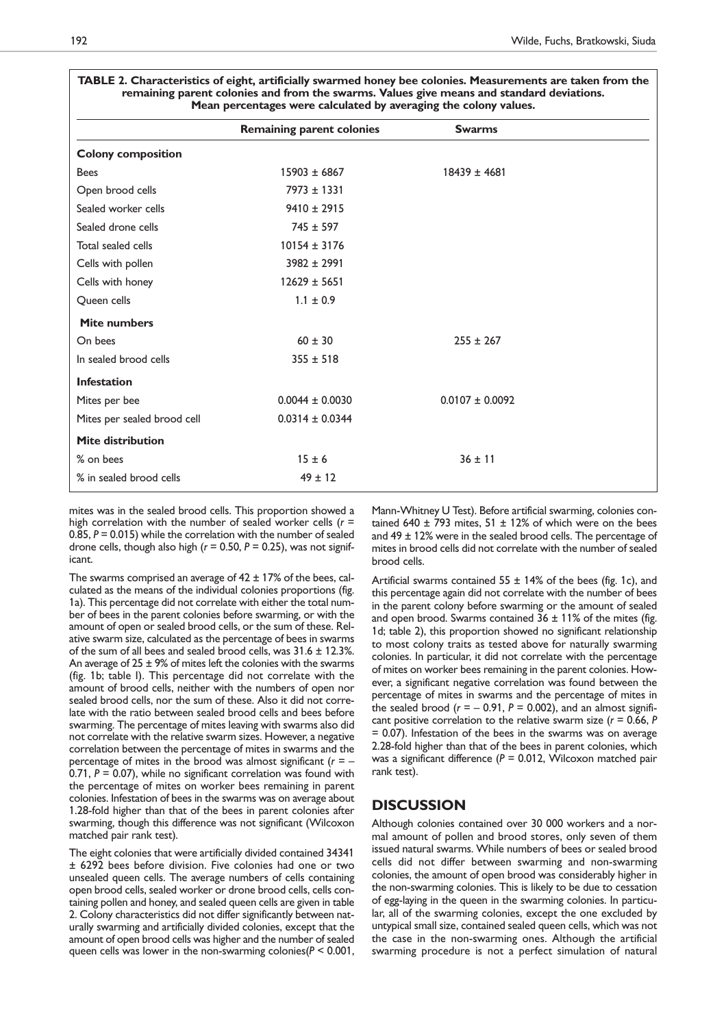**TABLE 2. Characteristics of eight, artificially swarmed honey bee colonies. Measurements are taken from the remaining parent colonies and from the swarms. Values give means and standard deviations. Mean percentages were calculated by averaging the colony values.**

| | Remaining parent colonies | Swarms |
|---|---|---|
| **Colony composition** | | |
| Bees | 15903 ± 6867 | 18439 ± 4681 |
| Open brood cells | 7973 ± 1331 | |
| Sealed worker cells | 9410 ± 2915 | |
| Sealed drone cells | 745 ± 597 | |
| Total sealed cells | 10154 ± 3176 | |
| Cells with pollen | 3982 ± 2991 | |
| Cells with honey | 12629 ± 5651 | |
| Queen cells | 1.1 ± 0.9 | |
| **Mite numbers** | | |
| On bees | 60 ± 30 | 255 ± 267 |
| In sealed brood cells | 355 ± 518 | |
| **Infestation** | | |
| Mites per bee | 0.0044 ± 0.0030 | 0.0107 ± 0.0092 |
| Mites per sealed brood cell | 0.0314 ± 0.0344 | |
| **Mite distribution** | | |
| % on bees | 15 ± 6 | 36 ± 11 |
| % in sealed brood cells | 49 ± 12 | |

mites was in the sealed brood cells. This proportion showed a high correlation with the number of sealed worker cells ($r = 0.85$, $P = 0.015$) while the correlation with the number of sealed drone cells, though also high ($r = 0.50$, $P = 0.25$), was not significant.

The swarms comprised an average of 42 ± 17% of the bees, calculated as the means of the individual colonies proportions (fig. 1a). This percentage did not correlate with either the total number of bees in the parent colonies before swarming, or with the amount of open or sealed brood cells, or the sum of these. Relative swarm size, calculated as the percentage of bees in swarms of the sum of all bees and sealed brood cells, was 31.6 ± 12.3%. An average of 25 ± 9% of mites left the colonies with the swarms (fig. 1b; table I). This percentage did not correlate with the amount of brood cells, neither with the numbers of open nor sealed brood cells, nor the sum of these. Also it did not correlate with the ratio between sealed brood cells and bees before swarming. The percentage of mites leaving with swarms also did not correlate with the relative swarm sizes. However, a negative correlation between the percentage of mites in swarms and the percentage of mites in the brood was almost significant ($r = -0.71$, $P = 0.07$), while no significant correlation was found with the percentage of mites on worker bees remaining in parent colonies. Infestation of bees in the swarms was on average about 1.28-fold higher than that of the bees in parent colonies after swarming, though this difference was not significant (Wilcoxon matched pair rank test).

The eight colonies that were artificially divided contained 34341 ± 6292 bees before division. Five colonies had one or two unsealed queen cells. The average numbers of cells containing open brood cells, sealed worker or drone brood cells, cells containing pollen and honey, and sealed queen cells are given in table 2. Colony characteristics did not differ significantly between naturally swarming and artificially divided colonies, except that the amount of open brood cells was higher and the number of sealed queen cells was lower in the non-swarming colonies($P < 0.001$, Mann-Whitney U Test). Before artificial swarming, colonies contained 640 ± 793 mites, 51 ± 12% of which were on the bees and 49 ± 12% were in the sealed brood cells. The percentage of mites in brood cells did not correlate with the number of sealed brood cells.

Artificial swarms contained 55 ± 14% of the bees (fig. 1c), and this percentage again did not correlate with the number of bees in the parent colony before swarming or the amount of sealed and open brood. Swarms contained 36 ± 11% of the mites (fig. 1d; table 2), this proportion showed no significant relationship to most colony traits as tested above for naturally swarming colonies. In particular, it did not correlate with the percentage of mites on worker bees remaining in the parent colonies. However, a significant negative correlation was found between the percentage of mites in swarms and the percentage of mites in the sealed brood ($r = -0.91$, $P = 0.002$), and an almost significant positive correlation to the relative swarm size ($r = 0.66$, $P = 0.07$). Infestation of the bees in the swarms was on average 2.28-fold higher than that of the bees in parent colonies, which was a significant difference ($P = 0.012$, Wilcoxon matched pair rank test).

## DISCUSSION

Although colonies contained over 30 000 workers and a normal amount of pollen and brood stores, only seven of them issued natural swarms. While numbers of bees or sealed brood cells did not differ between swarming and non-swarming colonies, the amount of open brood was considerably higher in the non-swarming colonies. This is likely to be due to cessation of egg-laying in the queen in the swarming colonies. In particular, all of the swarming colonies, except the one excluded by untypical small size, contained sealed queen cells, which was not the case in the non-swarming ones. Although the artificial swarming procedure is not a perfect simulation of natural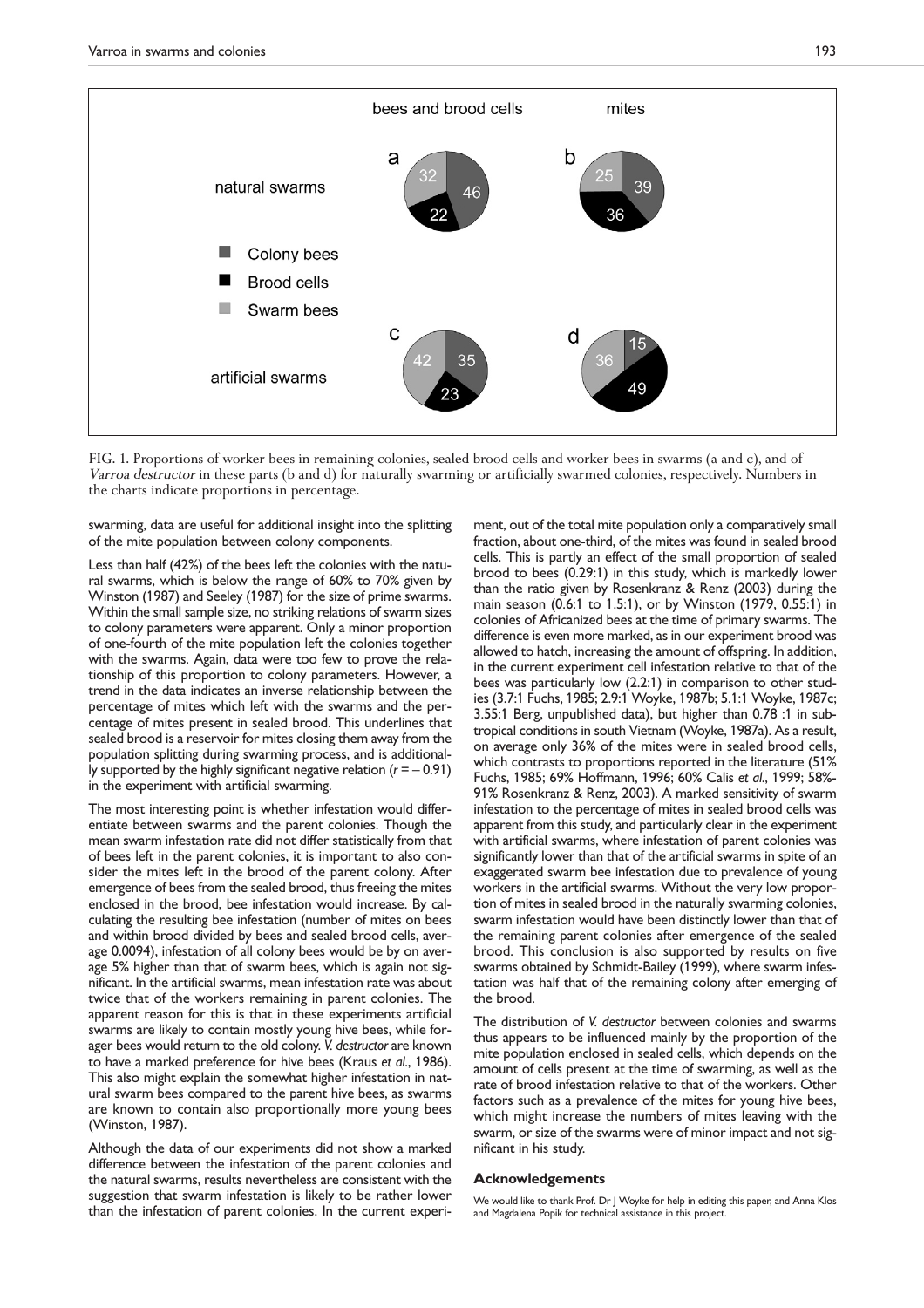FIG. 1. Proportions of worker bees in remaining colonies, sealed brood cells and worker bees in swarms (a and c), and of *Varroa destructor* in these parts (b and d) for naturally swarming or artificially swarmed colonies, respectively. Numbers in the charts indicate proportions in percentage.

swarming, data are useful for additional insight into the splitting of the mite population between colony components.

Less than half (42%) of the bees left the colonies with the natural swarms, which is below the range of 60% to 70% given by Winston (1987) and Seeley (1987) for the size of prime swarms. Within the small sample size, no striking relations of swarm sizes to colony parameters were apparent. Only a minor proportion of one-fourth of the mite population left the colonies together with the swarms. Again, data were too few to prove the relationship of this proportion to colony parameters. However, a trend in the data indicates an inverse relationship between the percentage of mites which left with the swarms and the percentage of mites present in sealed brood. This underlines that sealed brood is a reservoir for mites closing them away from the population splitting during swarming process, and is additionally supported by the highly significant negative relation ($r = -0.91$) in the experiment with artificial swarming.

The most interesting point is whether infestation would differentiate between swarms and the parent colonies. Though the mean swarm infestation rate did not differ statistically from that of bees left in the parent colonies, it is important to also consider the mites left in the brood of the parent colony. After emergence of bees from the sealed brood, thus freeing the mites enclosed in the brood, bee infestation would increase. By calculating the resulting bee infestation (number of mites on bees and within brood cells divided by bees and sealed brood cells, average 0.0094), infestation of all colony bees would be by on average 5% higher than that of swarm bees, which is again not significant. In the artificial swarms, mean infestation rate was about twice that of the workers remaining in parent colonies. The apparent reason for this is that in these experiments artificial swarms are likely to contain mostly young hive bees, while forager bees would return to the old colony. *V. destructor* are known to have a marked preference for hive bees (Kraus *et al*., 1986). This also might explain the somewhat higher infestation in natural swarm bees compared to the parent hive bees, as swarms are known to contain also proportionally more young bees (Winston, 1987).

Although the data of our experiments did not show a marked difference between the infestation of the parent colonies and the natural swarms, results nevertheless are consistent with the suggestion that swarm infestation is likely to be rather lower than the infestation of parent colonies. In the current experiment, out of the total mite population only a comparatively small fraction, about one-third, of the mites was found in sealed brood cells. This is partly an effect of the small proportion of sealed brood to bees (0.29:1) in this study, which is markedly lower than the ratio given by Rosenkranz & Renz (2003) during the main season (0.6:1 to 1.5:1), or by Winston (1979, 0.55:1) in colonies of Africanized bees at the time of primary swarms. The difference is even more marked, as in our experiment brood was allowed to hatch, increasing the amount of offspring. In addition, in the current experiment cell infestation relative to that of the bees was particularly low (2.2:1) in comparison to other studies (3.7:1 Fuchs, 1985; 2.9:1 Woyke, 1987b; 5.1:1 Woyke, 1987c; 3.55:1 Berg, unpublished data), but higher than 0.78 :1 in subtropical conditions in south Vietnam (Woyke, 1987a). As a result, on average only 36% of the mites were in sealed brood cells, which contrasts to proportions reported in the literature (51% Fuchs, 1985; 69% Hoffmann, 1996; 60% Calis *et al*., 1999; 58%-91% Rosenkranz & Renz, 2003). A marked sensitivity of swarm infestation to the percentage of mites in sealed brood cells was apparent from this study, and particularly clear in the experiment with artificial swarms, where infestation of parent colonies was significantly lower than that of the artificial swarms in spite of an exaggerated swarm bee infestation due to prevalence of young workers in the artificial swarms. Without the very low proportion of mites in sealed brood in the naturally swarming colonies, swarm infestation would have been distinctly lower than that of the remaining parent colonies after emergence of the sealed brood. This conclusion is also supported by results on five swarms obtained by Schmidt-Bailey (1999), where swarm infestation was half that of the remaining colony after emerging of the brood.

The distribution of *V. destructor* between colonies and swarms thus appears to be influenced mainly by the proportion of the mite population enclosed in sealed cells, which depends on the amount of cells present at the time of swarming, as well as the rate of brood infestation relative to that of the workers. Other factors such as a prevalence of the mites for young hive bees, which might increase the numbers of mites leaving with the swarm, or size of the swarms were of minor impact and not significant in his study.

## Acknowledgements

We would like to thank Prof. Dr J Woyke for help in editing this paper, and Anna Klos and Magdalena Popik for technical assistance in this project.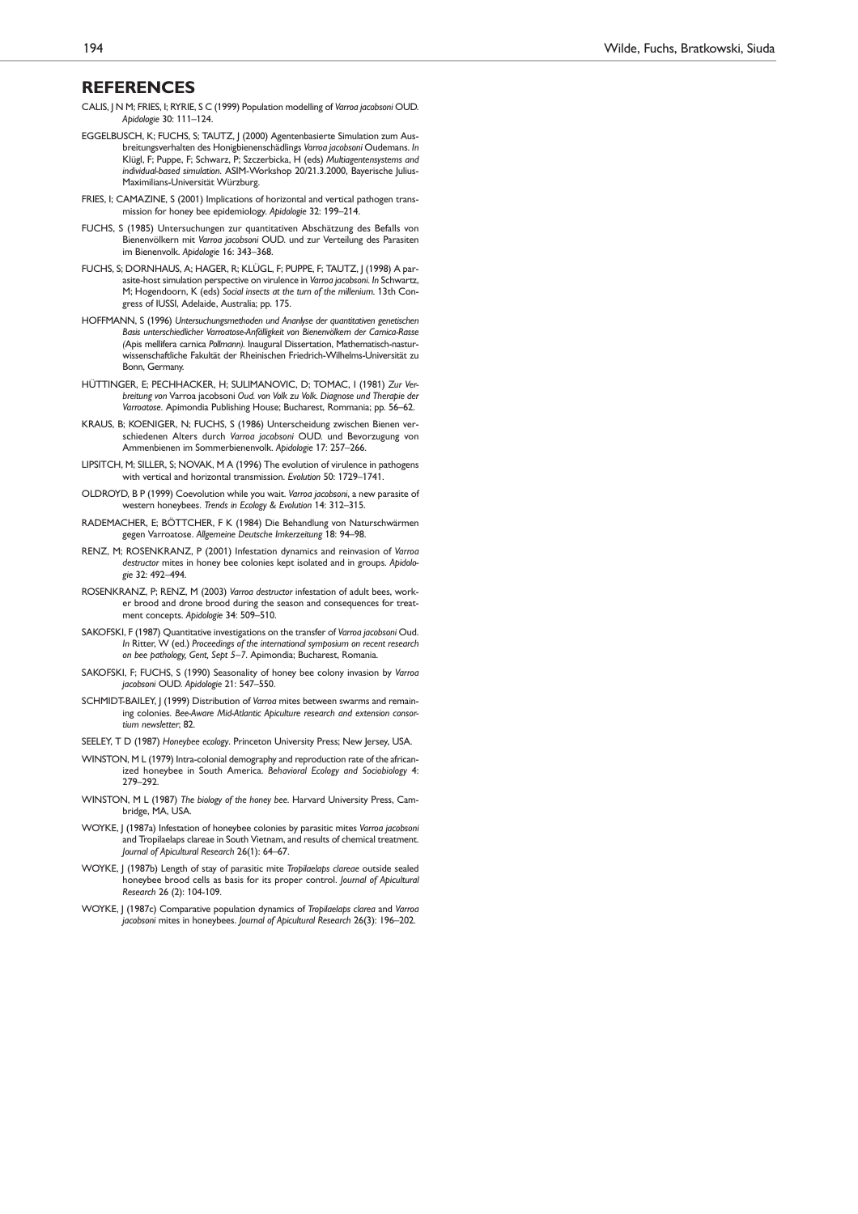## REFERENCES

CALIS, J N M; FRIES, I; RYRIE, S C (1999) Population modelling of *Varroa jacobsoni* OUD. *Apidologie* 30: 111–124.

EGGELBUSCH, K; FUCHS, S; TAUTZ, J (2000) Agentenbasierte Simulation zum Ausbreitungsverhalten des Honigbienenschädlings *Varroa jacobsoni* Oudemans. *In* Klügl, F; Puppe, F; Schwarz, P; Szczerbicka, H (eds) *Multiagentensystems and individual-based simulation.* ASIM-Workshop 20/21.3.2000, Bayerische Julius-Maximilians-Universität Würzburg.

FRIES, I; CAMAZINE, S (2001) Implications of horizontal and vertical pathogen transmission for honey bee epidemiology. *Apidologie* 32: 199–214.

FUCHS, S (1985) Untersuchungen zur quantitativen Abschätzung des Befalls von Bienenvölkern mit *Varroa jacobsoni* OUD. und zur Verteilung des Parasiten im Bienenvolk. *Apidologie* 16: 343–368.

FUCHS, S; DORNHAUS, A; HAGER, R; KLÜGL, F; PUPPE, F; TAUTZ, J (1998) A parasite-host simulation perspective on virulence in *Varroa jacobsoni*. *In* Schwartz, M; Hogendoorn, K (eds) *Social insects at the turn of the millenium.* 13th Congress of IUSSI, Adelaide, Australia; pp. 175.

HOFFMANN, S (1996) *Untersuchungsmethoden und Ananlyse der quantitativen genetischen Basis unterschiedlicher Varroatose-Anfälligkeit von Bienenvölkern der Carnica-Rasse (*Apis mellifera carnica *Pollmann).* Inaugural Dissertation, Mathematisch-natur-wissenschaftliche Fakultät der Rheinischen Friedrich-Wilhelms-Universität zu Bonn, Germany.

HÜTTINGER, E; PECHHACKER, H; SULIMANOVIC, D; TOMAC, I (1981) *Zur Verbreitung von* Varroa jacobsoni *Oud. von Volk zu Volk. Diagnose und Therapie der Varroatose.* Apimondia Publishing House; Bucharest, Rommania; pp. 56–62.

KRAUS, B; KOENIGER, N; FUCHS, S (1986) Unterscheidung zwischen Bienen verschiedenen Alters durch *Varroa jacobsoni* OUD. und Bevorzugung von Ammenbienen im Sommerbienenvolk. *Apidologie* 17: 257–266.

LIPSITCH, M; SILLER, S; NOVAK, M A (1996) The evolution of virulence in pathogens with vertical and horizontal transmission. *Evolution* 50: 1729–1741.

OLDROYD, B P (1999) Coevolution while you wait. *Varroa jacobsoni*, a new parasite of western honeybees. *Trends in Ecology & Evolution* 14: 312–315.

RADEMACHER, E; BÖTTCHER, F K (1984) Die Behandlung von Naturschwärmen gegen Varroatose. *Allgemeine Deutsche Imkerzeitung* 18: 94–98.

RENZ, M; ROSENKRANZ, P (2001) Infestation dynamics and reinvasion of *Varroa destructor* mites in honey bee colonies kept isolated and in groups. *Apidologie* 32: 492–494.

ROSENKRANZ, P; RENZ, M (2003) *Varroa destructor* infestation of adult bees, worker brood and drone brood during the season and consequences for treatment concepts. *Apidologie* 34: 509–510.

SAKOFSKI, F (1987) Quantitative investigations on the transfer of *Varroa jacobsoni* Oud. *In* Ritter, W (ed.) *Proceedings of the international symposium on recent research on bee pathology, Gent, Sept 5–7.* Apimondia; Bucharest, Romania.

SAKOFSKI, F; FUCHS, S (1990) Seasonality of honey bee colony invasion by *Varroa jacobsoni* OUD. *Apidologie* 21: 547–550.

SCHMIDT-BAILEY, J (1999) Distribution of *Varroa* mites between swarms and remaining colonies. *Bee-Aware Mid-Atlantic Apiculture research and extension consortium newsletter*; 82.

SEELEY, T D (1987) *Honeybee ecology*. Princeton University Press; New Jersey, USA.

WINSTON, M L (1979) Intra-colonial demography and reproduction rate of the africanized honeybee in South America. *Behavioral Ecology and Sociobiology* 4: 279–292.

WINSTON, M L (1987) *The biology of the honey bee*. Harvard University Press, Cambridge, MA, USA.

WOYKE, J (1987a) Infestation of honeybee colonies by parasitic mites *Varroa jacobsoni* and Tropilaelaps clareae in South Vietnam, and results of chemical treatment. *Journal of Apicultural Research* 26(1): 64–67.

WOYKE, J (1987b) Length of stay of parasitic mite *Tropilaelaps clareae* outside sealed honeybee brood cells as basis for its proper control. *Journal of Apicultural Research* 26 (2): 104-109.

WOYKE, J (1987c) Comparative population dynamics of *Tropilaelaps clarea* and *Varroa jacobsoni* mites in honeybees. *Journal of Apicultural Research* 26(3): 196–202.